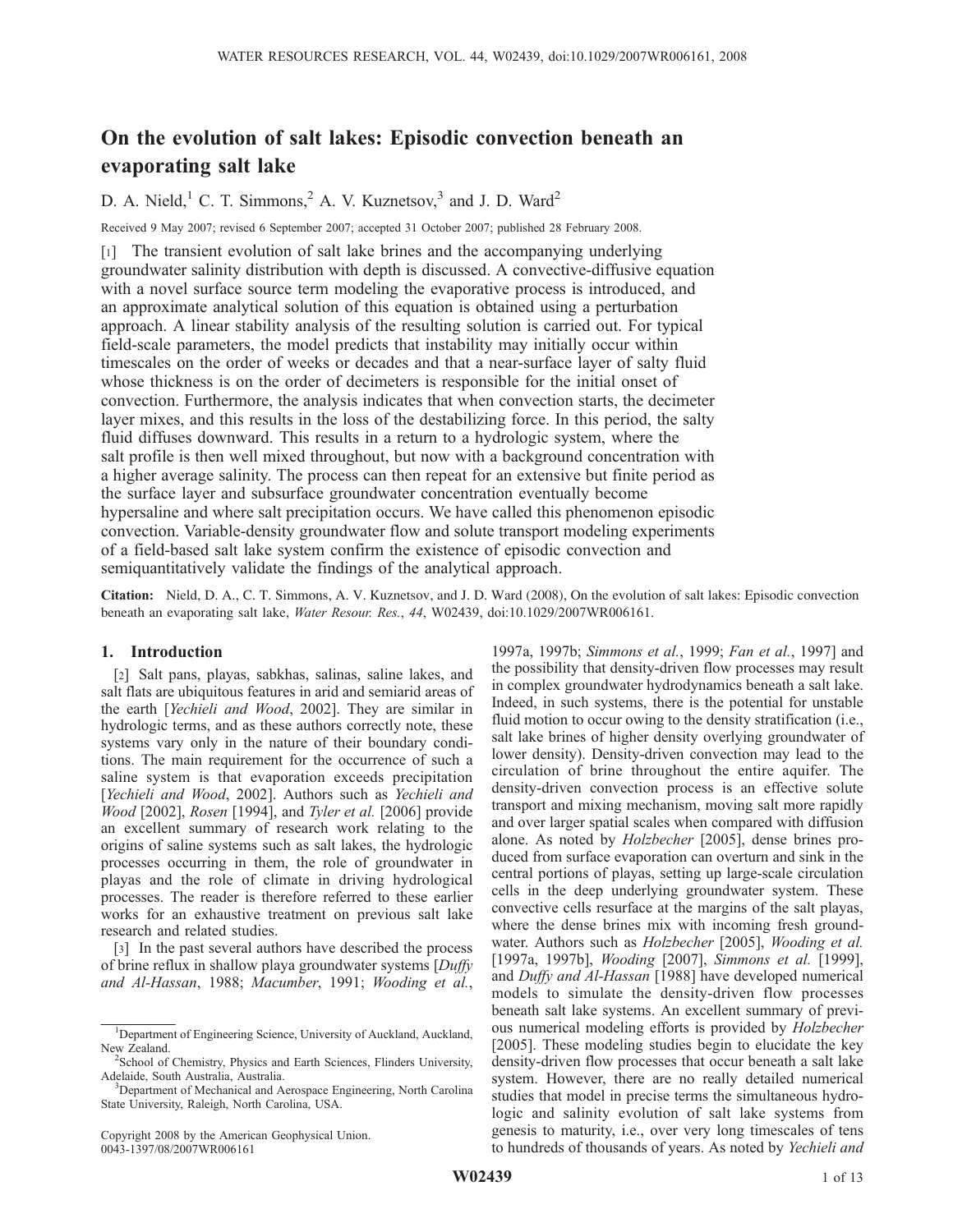# On the evolution of salt lakes: Episodic convection beneath an evaporating salt lake

D. A. Nield,[1] C. T. Simmons,[2] A. V. Kuznetsov,[3] and J. D. Ward[2]

Received 9 May 2007; revised 6 September 2007; accepted 31 October 2007; published 28 February 2008.

[1] The transient evolution of salt lake brines and the accompanying underlying groundwater salinity distribution with depth is discussed. A convective-diffusive equation with a novel surface source term modeling the evaporative process is introduced, and an approximate analytical solution of this equation is obtained using a perturbation approach. A linear stability analysis of the resulting solution is carried out. For typical field-scale parameters, the model predicts that instability may initially occur within timescales on the order of weeks or decades and that a near-surface layer of salty fluid whose thickness is on the order of decimeters is responsible for the initial onset of convection. Furthermore, the analysis indicates that when convection starts, the decimeter layer mixes, and this results in the loss of the destabilizing force. In this period, the salty fluid diffuses downward. This results in a return to a hydrologic system, where the salt profile is then well mixed throughout, but now with a background concentration with a higher average salinity. The process can then repeat for an extensive but finite period as the surface layer and subsurface groundwater concentration eventually become hypersaline and where salt precipitation occurs. We have called this phenomenon episodic convection. Variable-density groundwater flow and solute transport modeling experiments of a field-based salt lake system confirm the existence of episodic convection and semiquantitatively validate the findings of the analytical approach.

**Citation:** Nield, D. A., C. T. Simmons, A. V. Kuznetsov, and J. D. Ward (2008), On the evolution of salt lakes: Episodic convection beneath an evaporating salt lake, *Water Resour. Res.*, *44*, W02439, doi:10.1029/2007WR006161.

## 1. Introduction

[2] Salt pans, playas, sabkhas, salinas, saline lakes, and salt flats are ubiquitous features in arid and semiarid areas of the earth [*Yechieli and Wood*, 2002]. They are similar in hydrologic terms, and as these authors correctly note, these systems vary only in the nature of their boundary conditions. The main requirement for the occurrence of such a saline system is that evaporation exceeds precipitation [*Yechieli and Wood*, 2002]. Authors such as *Yechieli and Wood* [2002], *Rosen* [1994], and *Tyler et al.* [2006] provide an excellent summary of research work relating to the origins of saline systems such as salt lakes, the hydrologic processes occurring in them, the role of groundwater in playas and the role of climate in driving hydrological processes. The reader is therefore referred to these earlier works for an exhaustive treatment on previous salt lake research and related studies.

[3] In the past several authors have described the process of brine reflux in shallow playa groundwater systems [*Duffy and Al-Hassan*, 1988; *Macumber*, 1991; *Wooding et al.*, 1997a, 1997b; *Simmons et al.*, 1999; *Fan et al.*, 1997] and the possibility that density-driven flow processes may result in complex groundwater hydrodynamics beneath a salt lake. Indeed, in such systems, there is the potential for unstable fluid motion to occur owing to the density stratification (i.e., salt lake brines of higher density overlying groundwater of lower density). Density-driven convection may lead to the circulation of brine throughout the entire aquifer. The density-driven convection process is an effective solute transport and mixing mechanism, moving salt more rapidly and over larger spatial scales when compared with diffusion alone. As noted by *Holzbecher* [2005], dense brines produced from surface evaporation can overturn and sink in the central portions of playas, setting up large-scale circulation cells in the deep underlying groundwater system. These convective cells resurface at the margins of the salt playas, where the dense brines mix with incoming fresh groundwater. Authors such as *Holzbecher* [2005], *Wooding et al.* [1997a, 1997b], *Wooding* [2007], *Simmons et al.* [1999], and *Duffy and Al-Hassan* [1988] have developed numerical models to simulate the density-driven flow processes beneath salt lake systems. An excellent summary of previous numerical modeling efforts is provided by *Holzbecher* [2005]. These modeling studies begin to elucidate the key density-driven flow processes that occur beneath a salt lake system. However, there are no really detailed numerical studies that model in precise terms the simultaneous hydrologic and salinity evolution of salt lake systems from genesis to maturity, i.e., over very long timescales of tens to hundreds of thousands of years. As noted by *Yechieli and*

[1] Department of Engineering Science, University of Auckland, Auckland, New Zealand.
[2] School of Chemistry, Physics and Earth Sciences, Flinders University, Adelaide, South Australia, Australia.
[3] Department of Mechanical and Aerospace Engineering, North Carolina State University, Raleigh, North Carolina, USA.

Copyright 2008 by the American Geophysical Union.
0043-1397/08/2007WR006161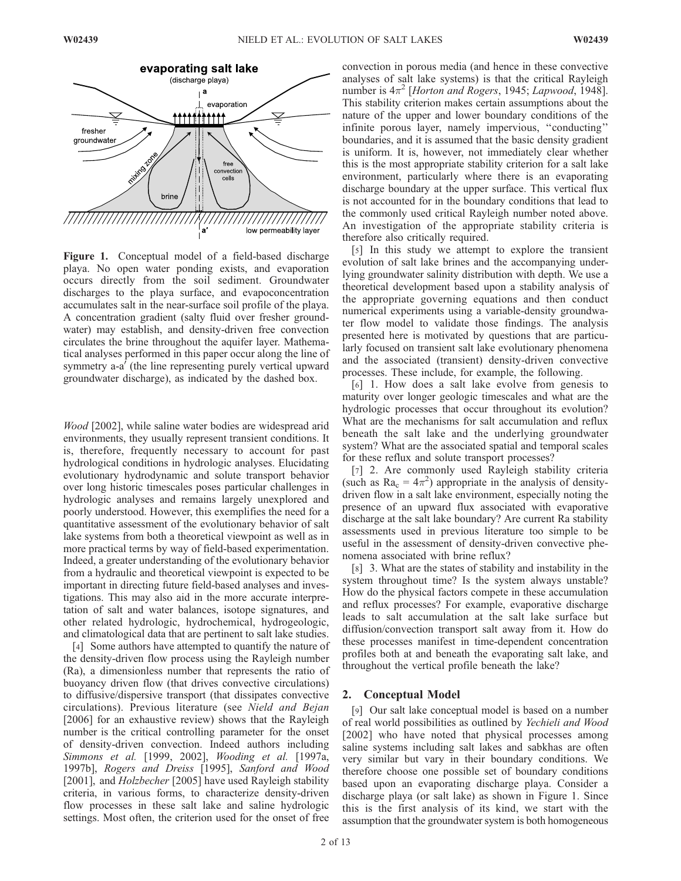**Figure 1.** Conceptual model of a field-based discharge playa. No open water ponding exists, and evaporation occurs directly from the soil sediment. Groundwater discharges to the playa surface, and evapoconcentration accumulates salt in the near-surface soil profile of the playa. A concentration gradient (salty fluid over fresher groundwater) may establish, and density-driven free convection circulates the brine throughout the aquifer layer. Mathematical analyses performed in this paper occur along the line of symmetry a-a′ (the line representing purely vertical upward groundwater discharge), as indicated by the dashed box.

*Wood* [2002], while saline water bodies are widespread arid environments, they usually represent transient conditions. It is, therefore, frequently necessary to account for past hydrological conditions in hydrologic analyses. Elucidating evolutionary hydrodynamic and solute transport behavior over long historic timescales poses particular challenges in hydrologic analyses and remains largely unexplored and poorly understood. However, this exemplifies the need for a quantitative assessment of the evolutionary behavior of salt lake systems from both a theoretical viewpoint as well as in more practical terms by way of field-based experimentation. Indeed, a greater understanding of the evolutionary behavior from a hydraulic and theoretical viewpoint is expected to be important in directing future field-based analyses and investigations. This may also aid in the more accurate interpretation of salt and water balances, isotope signatures, and other related hydrologic, hydrochemical, hydrogeologic, and climatological data that are pertinent to salt lake studies.

[4] Some authors have attempted to quantify the nature of the density-driven flow process using the Rayleigh number (Ra), a dimensionless number that represents the ratio of buoyancy driven flow (that drives convective circulations) to diffusive/dispersive transport (that dissipates convective circulations). Previous literature (see *Nield and Bejan* [2006] for an exhaustive review) shows that the Rayleigh number is the critical controlling parameter for the onset of density-driven convection. Indeed authors including *Simmons et al.* [1999, 2002], *Wooding et al.* [1997a, 1997b], *Rogers and Dreiss* [1995], *Sanford and Wood* [2001], and *Holzbecher* [2005] have used Rayleigh stability criteria, in various forms, to characterize density-driven flow processes in these salt lake and saline hydrologic settings. Most often, the criterion used for the onset of free convection in porous media (and hence in these convective analyses of salt lake systems) is that the critical Rayleigh number is $4\pi^2$ [*Horton and Rogers*, 1945; *Lapwood*, 1948]. This stability criterion makes certain assumptions about the nature of the upper and lower boundary conditions of the infinite porous layer, namely impervious, "conducting" boundaries, and it is assumed that the basic density gradient is uniform. It is, however, not immediately clear whether this is the most appropriate stability criterion for a salt lake environment, particularly where there is an evaporating discharge boundary at the upper surface. This vertical flux is not accounted for in the boundary conditions that lead to the commonly used critical Rayleigh number noted above. An investigation of the appropriate stability criteria is therefore also critically required.

[5] In this study we attempt to explore the transient evolution of salt lake brines and the accompanying underlying groundwater salinity distribution with depth. We use a theoretical development based upon a stability analysis of the appropriate governing equations and then conduct numerical experiments using a variable-density groundwater flow model to validate those findings. The analysis presented here is motivated by questions that are particularly focused on transient salt lake evolutionary phenomena and the associated (transient) density-driven convective processes. These include, for example, the following.

[6] 1. How does a salt lake evolve from genesis to maturity over longer geologic timescales and what are the hydrologic processes that occur throughout its evolution? What are the mechanisms for salt accumulation and reflux beneath the salt lake and the underlying groundwater system? What are the associated spatial and temporal scales for these reflux and solute transport processes?

[7] 2. Are commonly used Rayleigh stability criteria (such as $Ra_c = 4\pi^2$) appropriate in the analysis of density-driven flow in a salt lake environment, especially noting the presence of an upward flux associated with evaporative discharge at the salt lake boundary? Are current Ra stability assessments used in previous literature too simple to be useful in the assessment of density-driven convective phenomena associated with brine reflux?

[8] 3. What are the states of stability and instability in the system throughout time? Is the system always unstable? How do the physical factors compete in these accumulation and reflux processes? For example, evaporative discharge leads to salt accumulation at the salt lake surface but diffusion/convection transport salt away from it. How do these processes manifest in time-dependent concentration profiles both at and beneath the evaporating salt lake, and throughout the vertical profile beneath the lake?

## 2. Conceptual Model

[9] Our salt lake conceptual model is based on a number of real world possibilities as outlined by *Yechieli and Wood* [2002] who have noted that physical processes among saline systems including salt lakes and sabkhas are often very similar but vary in their boundary conditions. We therefore choose one possible set of boundary conditions based upon an evaporating discharge playa. Consider a discharge playa (or salt lake) as shown in Figure 1. Since this is the first analysis of its kind, we start with the assumption that the groundwater system is both homogeneous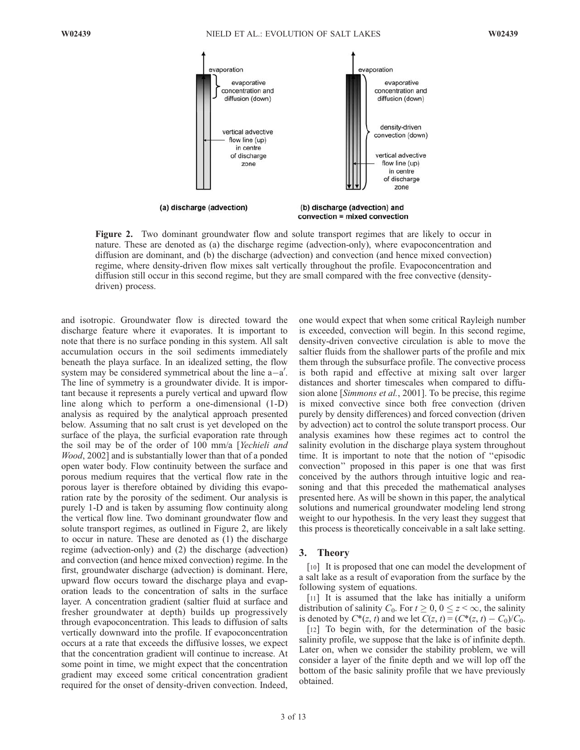evaporation

evaporative concentration and diffusion (down)

vertical advective flow line (up) in centre of discharge zone

(a) discharge (advection)

evaporation

evaporative concentration and diffusion (down)

density-driven convection (down)

vertical advective flow line (up) in centre of discharge zone

(b) discharge (advection) and convection = mixed convection

**Figure 2.** Two dominant groundwater flow and solute transport regimes that are likely to occur in nature. These are denoted as (a) the discharge regime (advection-only), where evapoconcentration and diffusion are dominant, and (b) the discharge (advection) and convection (and hence mixed convection) regime, where density-driven flow mixes salt vertically throughout the profile. Evapoconcentration and diffusion still occur in this second regime, but they are small compared with the free convective (density-driven) process.

and isotropic. Groundwater flow is directed toward the discharge feature where it evaporates. It is important to note that there is no surface ponding in this system. All salt accumulation occurs in the soil sediments immediately beneath the playa surface. In an idealized setting, the flow system may be considered symmetrical about the line a−a′. The line of symmetry is a groundwater divide. It is important because it represents a purely vertical and upward flow line along which to perform a one-dimensional (1-D) analysis as required by the analytical approach presented below. Assuming that no salt crust is yet developed on the surface of the playa, the surficial evaporation rate through the soil may be of the order of 100 mm/a [*Yechieli and Wood*, 2002] and is substantially lower than that of a ponded open water body. Flow continuity between the surface and porous medium requires that the vertical flow rate in the porous layer is therefore obtained by dividing this evaporation rate by the porosity of the sediment. Our analysis is purely 1-D and is taken by assuming flow continuity along the vertical flow line. Two dominant groundwater flow and solute transport regimes, as outlined in Figure 2, are likely to occur in nature. These are denoted as (1) the discharge regime (advection-only) and (2) the discharge (advection) and convection (and hence mixed convection) regime. In the first, groundwater discharge (advection) is dominant. Here, upward flow occurs toward the discharge playa and evaporation leads to the concentration of salts in the surface layer. A concentration gradient (saltier fluid at surface and fresher groundwater at depth) builds up progressively through evapoconcentration. This leads to diffusion of salts vertically downward into the profile. If evapoconcentration occurs at a rate that exceeds the diffusive losses, we expect that the concentration gradient will continue to increase. At some point in time, we might expect that the concentration gradient may exceed some critical concentration gradient required for the onset of density-driven convection. Indeed, one would expect that when some critical Rayleigh number is exceeded, convection will begin. In this second regime, density-driven convective circulation is able to move the saltier fluids from the shallower parts of the profile and mix them through the subsurface profile. The convective process is both rapid and effective at mixing salt over larger distances and shorter timescales when compared to diffusion alone [*Simmons et al.*, 2001]. To be precise, this regime is mixed convective since both free convection (driven purely by density differences) and forced convection (driven by advection) act to control the solute transport process. Our analysis examines how these regimes act to control the salinity evolution in the discharge playa system throughout time. It is important to note that the notion of "episodic convection" proposed in this paper is one that was first conceived by the authors through intuitive logic and reasoning and that this preceded the mathematical analyses presented here. As will be shown in this paper, the analytical solutions and numerical groundwater modeling lend strong weight to our hypothesis. In the very least they suggest that this process is theoretically conceivable in a salt lake setting.

## 3. Theory

[10] It is proposed that one can model the development of a salt lake as a result of evaporation from the surface by the following system of equations.

[11] It is assumed that the lake has initially a uniform distribution of salinity $C_0$. For $t \geq 0$, $0 \leq z < \infty$, the salinity is denoted by $C^*(z, t)$ and we let $C(z, t) = (C^*(z, t) - C_0)/C_0$.

[12] To begin with, for the determination of the basic salinity profile, we suppose that the lake is of infinite depth. Later on, when we consider the stability problem, we will consider a layer of the finite depth and we will lop off the bottom of the basic salinity profile that we have previously obtained.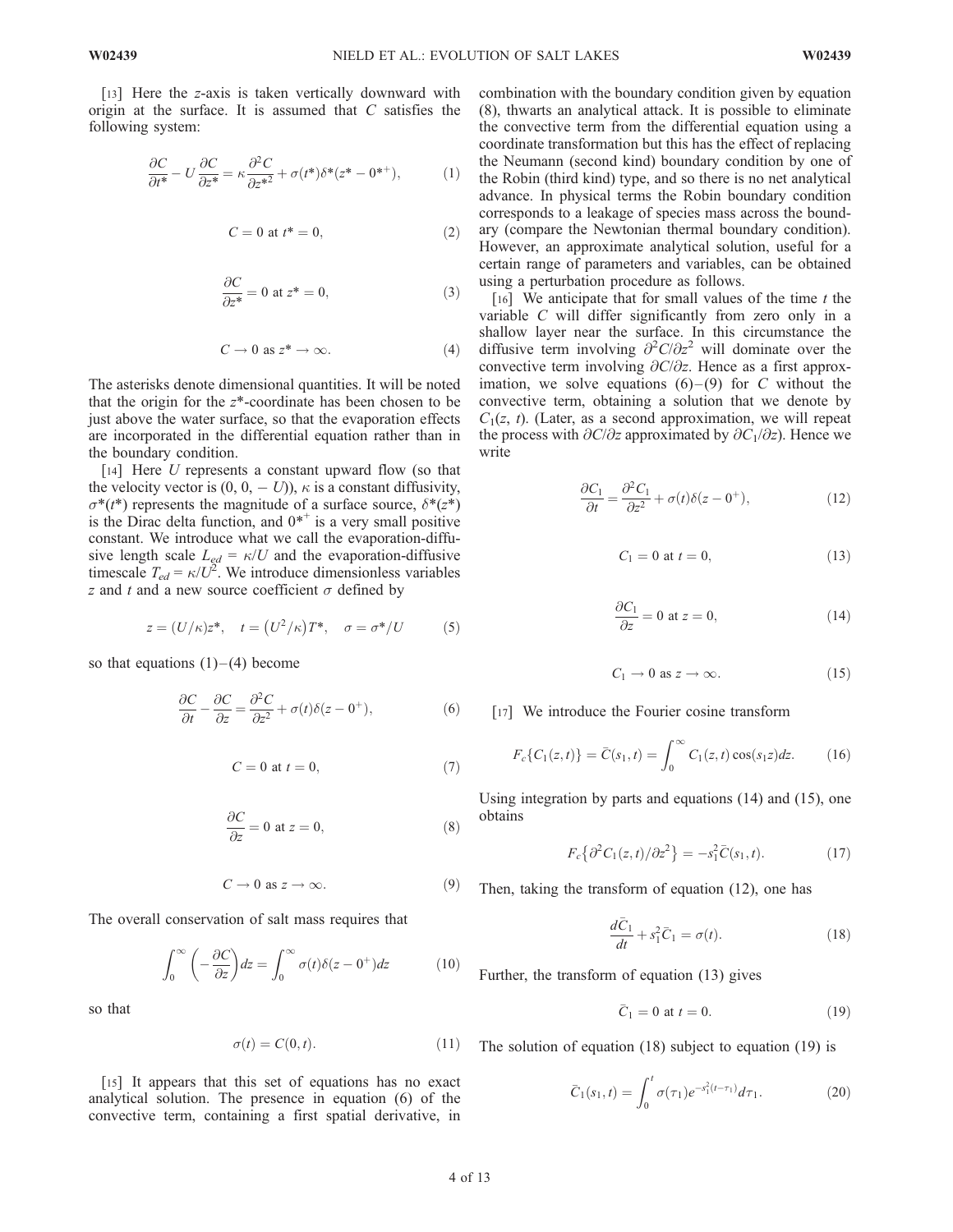[13] Here the $z$-axis is taken vertically downward with origin at the surface. It is assumed that $C$ satisfies the following system:

$$\frac{\partial C}{\partial t^*} - U\frac{\partial C}{\partial z^*} = \kappa\frac{\partial^2 C}{\partial z^{*2}} + \sigma(t^*)\delta^*(z^* - 0^{*+}), \tag{1}$$

$$C = 0 \text{ at } t^* = 0, \tag{2}$$

$$\frac{\partial C}{\partial z^*} = 0 \text{ at } z^* = 0, \tag{3}$$

$$C \to 0 \text{ as } z^* \to \infty. \tag{4}$$

The asterisks denote dimensional quantities. It will be noted that the origin for the $z^*$-coordinate has been chosen to be just above the water surface, so that the evaporation effects are incorporated in the differential equation rather than in the boundary condition.

[14] Here $U$ represents a constant upward flow (so that the velocity vector is $(0, 0, -U)$), $\kappa$ is a constant diffusivity, $\sigma^*(t^*)$ represents the magnitude of a surface source, $\delta^*(z^*)$ is the Dirac delta function, and $0^{*+}$ is a very small positive constant. We introduce what we call the evaporation-diffusive length scale $L_{ed} = \kappa/U$ and the evaporation-diffusive timescale $T_{ed} = \kappa/U^2$. We introduce dimensionless variables $z$ and $t$ and a new source coefficient $\sigma$ defined by

$$z = (U/\kappa)z^*, \quad t = \left(U^2/\kappa\right)T^*, \quad \sigma = \sigma^*/U \tag{5}$$

so that equations (1)–(4) become

$$\frac{\partial C}{\partial t} - \frac{\partial C}{\partial z} = \frac{\partial^2 C}{\partial z^2} + \sigma(t)\delta(z - 0^+), \tag{6}$$

$$C = 0 \text{ at } t = 0, \tag{7}$$

$$\frac{\partial C}{\partial z} = 0 \text{ at } z = 0, \tag{8}$$

$$C \to 0 \text{ as } z \to \infty. \tag{9}$$

The overall conservation of salt mass requires that

$$\int_0^\infty \left(-\frac{\partial C}{\partial z}\right)dz = \int_0^\infty \sigma(t)\delta(z - 0^+)dz \tag{10}$$

so that

$$\sigma(t) = C(0, t). \tag{11}$$

[15] It appears that this set of equations has no exact analytical solution. The presence in equation (6) of the convective term, containing a first spatial derivative, in combination with the boundary condition given by equation (8), thwarts an analytical attack. It is possible to eliminate the convective term from the differential equation using a coordinate transformation but this has the effect of replacing the Neumann (second kind) boundary condition by one of the Robin (third kind) type, and so there is no net analytical advance. In physical terms the Robin boundary condition corresponds to a leakage of species mass across the boundary (compare the Newtonian thermal boundary condition). However, an approximate analytical solution, useful for a certain range of parameters and variables, can be obtained using a perturbation procedure as follows.

[16] We anticipate that for small values of the time $t$ the variable $C$ will differ significantly from zero only in a shallow layer near the surface. In this circumstance the diffusive term involving $\partial^2 C/\partial z^2$ will dominate over the convective term involving $\partial C/\partial z$. Hence as a first approximation, we solve equations (6)–(9) for $C$ without the convective term, obtaining a solution that we denote by $C_1(z, t)$. (Later, as a second approximation, we will repeat the process with $\partial C/\partial z$ approximated by $\partial C_1/\partial z$). Hence we write

$$\frac{\partial C_1}{\partial t} = \frac{\partial^2 C_1}{\partial z^2} + \sigma(t)\delta(z - 0^+), \tag{12}$$

$$C_1 = 0 \text{ at } t = 0, \tag{13}$$

$$\frac{\partial C_1}{\partial z} = 0 \text{ at } z = 0, \tag{14}$$

$$C_1 \to 0 \text{ as } z \to \infty. \tag{15}$$

[17] We introduce the Fourier cosine transform

$$F_c\{C_1(z,t)\} = \bar{C}(s_1, t) = \int_0^\infty C_1(z, t)\cos(s_1 z)dz. \tag{16}$$

Using integration by parts and equations (14) and (15), one obtains

$$F_c\left\{\partial^2 C_1(z,t)/\partial z^2\right\} = -s_1^2\bar{C}(s_1, t). \tag{17}$$

Then, taking the transform of equation (12), one has

$$\frac{d\bar{C}_1}{dt} + s_1^2\bar{C}_1 = \sigma(t). \tag{18}$$

Further, the transform of equation (13) gives

$$\bar{C}_1 = 0 \text{ at } t = 0. \tag{19}$$

The solution of equation (18) subject to equation (19) is

$$\bar{C}_1(s_1, t) = \int_0^t \sigma(\tau_1)e^{-s_1^2(t-\tau_1)}d\tau_1. \tag{20}$$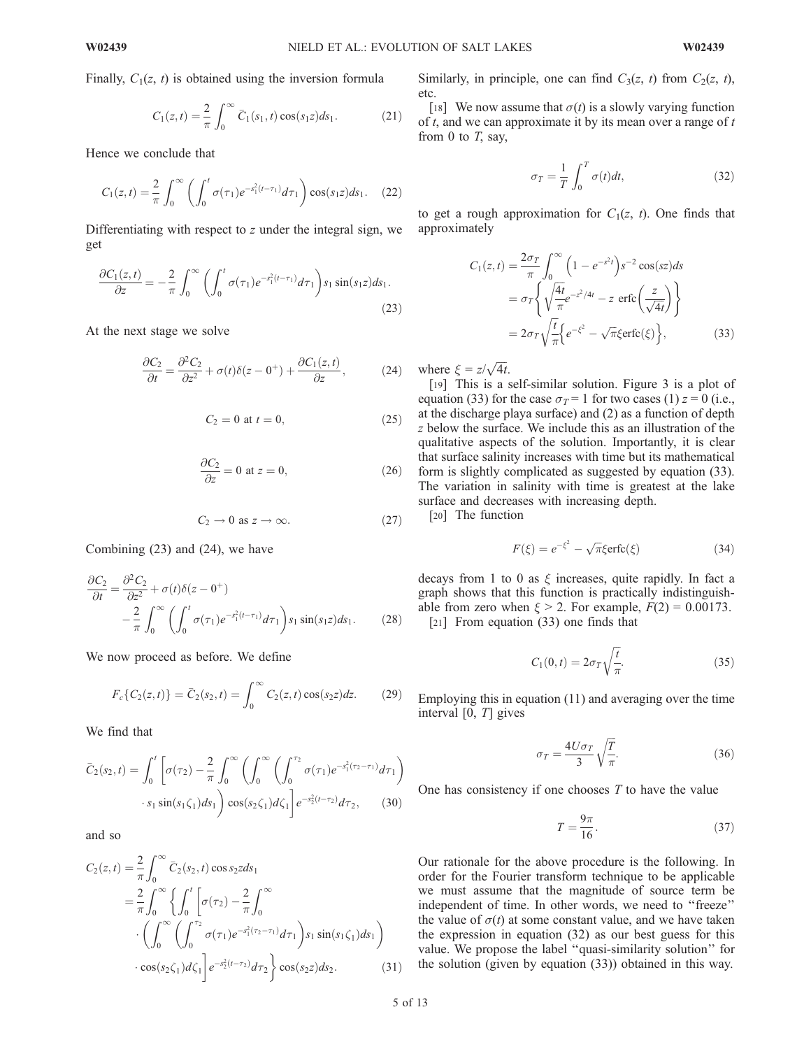Finally, $C_1(z, t)$ is obtained using the inversion formula

$$C_1(z,t) = \frac{2}{\pi}\int_0^\infty \bar{C}_1(s_1,t)\cos(s_1 z)ds_1. \tag{21}$$

Hence we conclude that

$$C_1(z,t) = \frac{2}{\pi}\int_0^\infty \left(\int_0^t \sigma(\tau_1)e^{-s_1^2(t-\tau_1)}d\tau_1\right)\cos(s_1 z)ds_1. \tag{22}$$

Differentiating with respect to $z$ under the integral sign, we get

$$\frac{\partial C_1(z,t)}{\partial z} = -\frac{2}{\pi}\int_0^\infty \left(\int_0^t \sigma(\tau_1)e^{-s_1^2(t-\tau_1)}d\tau_1\right)s_1\sin(s_1 z)ds_1. \tag{23}$$

At the next stage we solve

$$\frac{\partial C_2}{\partial t} = \frac{\partial^2 C_2}{\partial z^2} + \sigma(t)\delta(z-0^+) + \frac{\partial C_1(z,t)}{\partial z}, \tag{24}$$

$$C_2 = 0 \text{ at } t = 0, \tag{25}$$

$$\frac{\partial C_2}{\partial z} = 0 \text{ at } z = 0, \tag{26}$$

$$C_2 \to 0 \text{ as } z \to \infty. \tag{27}$$

Combining (23) and (24), we have

$$\frac{\partial C_2}{\partial t} = \frac{\partial^2 C_2}{\partial z^2} + \sigma(t)\delta(z-0^+) - \frac{2}{\pi}\int_0^\infty \left(\int_0^t \sigma(\tau_1)e^{-s_1^2(t-\tau_1)}d\tau_1\right)s_1\sin(s_1 z)ds_1. \tag{28}$$

We now proceed as before. We define

$$F_c\{C_2(z,t)\} = \bar{C}_2(s_2,t) = \int_0^\infty C_2(z,t)\cos(s_2 z)dz. \tag{29}$$

We find that

$$\bar{C}_2(s_2,t) = \int_0^t \left[\sigma(\tau_2) - \frac{2}{\pi}\int_0^\infty \left(\int_0^\infty \left(\int_0^{\tau_2} \sigma(\tau_1)e^{-s_1^2(\tau_2-\tau_1)}d\tau_1\right) \cdot s_1\sin(s_1\zeta_1)ds_1\right)\cos(s_2\zeta_1)d\zeta_1\right]e^{-s_2^2(t-\tau_2)}d\tau_2, \tag{30}$$

and so

$$\begin{aligned}C_2(z,t) &= \frac{2}{\pi}\int_0^\infty \bar{C}_2(s_2,t)\cos s_2 z ds_1 \\ &= \frac{2}{\pi}\int_0^\infty \left\{\int_0^t \left[\sigma(\tau_2) - \frac{2}{\pi}\int_0^\infty \cdot \left(\int_0^\infty \left(\int_0^{\tau_2} \sigma(\tau_1)e^{-s_1^2(\tau_2-\tau_1)}d\tau_1\right)s_1\sin(s_1\zeta_1)ds_1\right) \cdot \cos(s_2\zeta_1)d\zeta_1\right]e^{-s_2^2(t-\tau_2)}d\tau_2\right\}\cos(s_2 z)ds_2.\end{aligned} \tag{31}$$

Similarly, in principle, one can find $C_3(z, t)$ from $C_2(z, t)$, etc.

[18] We now assume that $\sigma(t)$ is a slowly varying function of $t$, and we can approximate it by its mean over a range of $t$ from 0 to $T$, say,

$$\sigma_T = \frac{1}{T}\int_0^T \sigma(t)dt, \tag{32}$$

to get a rough approximation for $C_1(z, t)$. One finds that approximately

$$\begin{aligned}C_1(z,t) &= \frac{2\sigma_T}{\pi}\int_0^\infty \left(1-e^{-s^2 t}\right)s^{-2}\cos(sz)ds \\ &= \sigma_T\left\{\sqrt{\frac{4t}{\pi}}e^{-z^2/4t} - z\ \mathrm{erfc}\left(\frac{z}{\sqrt{4t}}\right)\right\} \\ &= 2\sigma_T\sqrt{\frac{t}{\pi}}\left\{e^{-\xi^2} - \sqrt{\pi}\xi\mathrm{erfc}(\xi)\right\},\end{aligned} \tag{33}$$

where $\xi = z/\sqrt{4t}$.

[19] This is a self-similar solution. Figure 3 is a plot of equation (33) for the case $\sigma_T = 1$ for two cases (1) $z = 0$ (i.e., at the discharge playa surface) and (2) as a function of depth $z$ below the surface. We include this as an illustration of the qualitative aspects of the solution. Importantly, it is clear that surface salinity increases with time but its mathematical form is slightly complicated as suggested by equation (33). The variation in salinity with time is greatest at the lake surface and decreases with increasing depth.

[20] The function

$$F(\xi) = e^{-\xi^2} - \sqrt{\pi}\xi\mathrm{erfc}(\xi) \tag{34}$$

decays from 1 to 0 as $\xi$ increases, quite rapidly. In fact a graph shows that this function is practically indistinguishable from zero when $\xi > 2$. For example, $F(2) = 0.00173$.

[21] From equation (33) one finds that

$$C_1(0,t) = 2\sigma_T\sqrt{\frac{t}{\pi}}. \tag{35}$$

Employing this in equation (11) and averaging over the time interval $[0, T]$ gives

$$\sigma_T = \frac{4U\sigma_T}{3}\sqrt{\frac{T}{\pi}}. \tag{36}$$

One has consistency if one chooses $T$ to have the value

$$T = \frac{9\pi}{16}. \tag{37}$$

Our rationale for the above procedure is the following. In order for the Fourier transform technique to be applicable we must assume that the magnitude of source term be independent of time. In other words, we need to "freeze" the value of $\sigma(t)$ at some constant value, and we have taken the expression in equation (32) as our best guess for this value. We propose the label "quasi-similarity solution" for the solution (given by equation (33)) obtained in this way.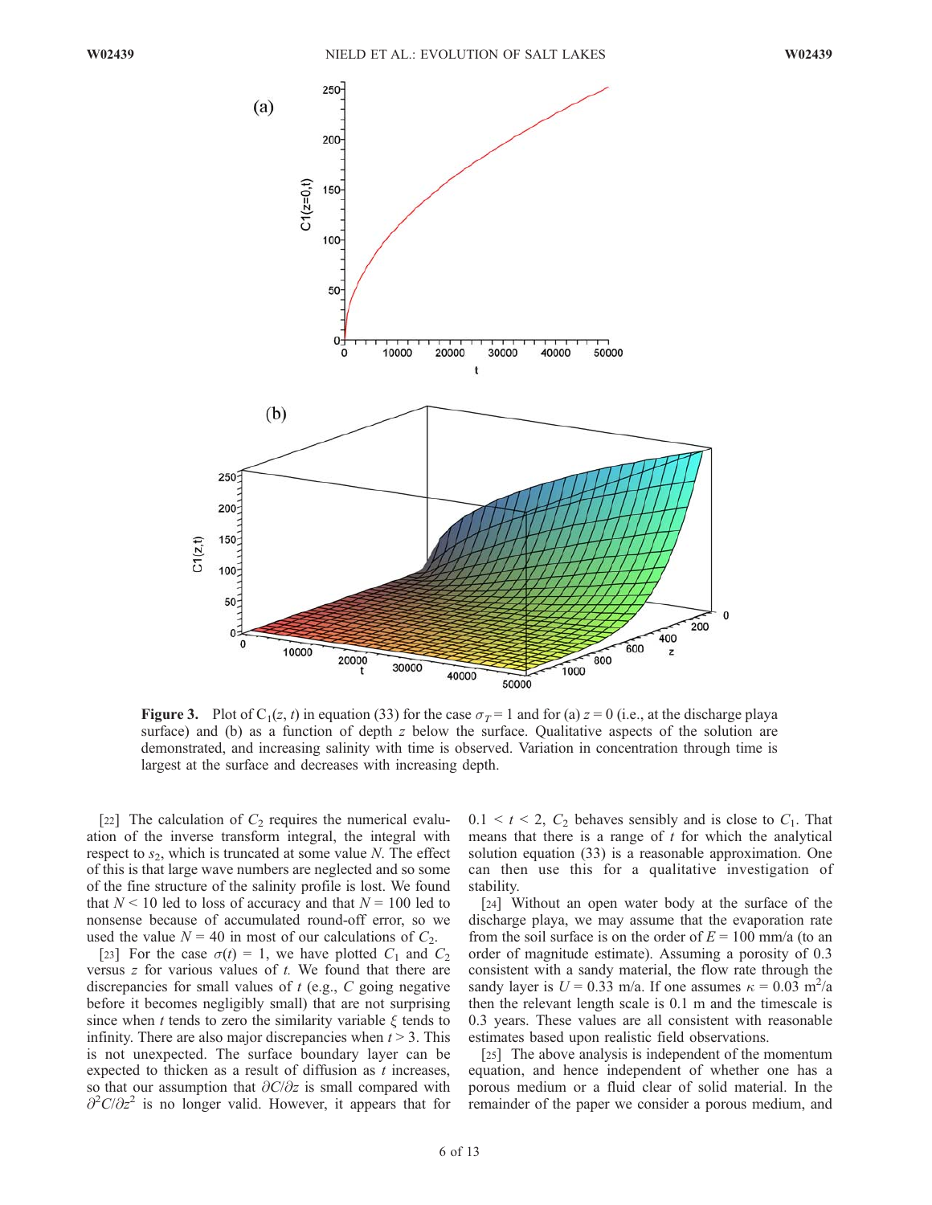**Figure 3.** Plot of $C_1(z, t)$ in equation (33) for the case $\sigma_T = 1$ and for (a) $z = 0$ (i.e., at the discharge playa surface) and (b) as a function of depth $z$ below the surface. Qualitative aspects of the solution are demonstrated, and increasing salinity with time is observed. Variation in concentration through time is largest at the surface and decreases with increasing depth.

[22] The calculation of $C_2$ requires the numerical evaluation of the inverse transform integral, the integral with respect to $s_2$, which is truncated at some value $N$. The effect of this is that large wave numbers are neglected and so some of the fine structure of the salinity profile is lost. We found that $N < 10$ led to loss of accuracy and that $N = 100$ led to nonsense because of accumulated round-off error, so we used the value $N = 40$ in most of our calculations of $C_2$.

[23] For the case $\sigma(t) = 1$, we have plotted $C_1$ and $C_2$ versus $z$ for various values of $t$. We found that there are discrepancies for small values of $t$ (e.g., $C$ going negative before it becomes negligibly small) that are not surprising since when $t$ tends to zero the similarity variable $\xi$ tends to infinity. There are also major discrepancies when $t > 3$. This is not unexpected. The surface boundary layer can be expected to thicken as a result of diffusion as $t$ increases, so that our assumption that $\partial C/\partial z$ is small compared with $\partial^2 C/\partial z^2$ is no longer valid. However, it appears that for $0.1 < t < 2$, $C_2$ behaves sensibly and is close to $C_1$. That means that there is a range of $t$ for which the analytical solution equation (33) is a reasonable approximation. One can then use this for a qualitative investigation of stability.

[24] Without an open water body at the surface of the discharge playa, we may assume that the evaporation rate from the soil surface is on the order of $E = 100$ mm/a (to an order of magnitude estimate). Assuming a porosity of 0.3 consistent with a sandy material, the flow rate through the sandy layer is $U = 0.33$ m/a. If one assumes $\kappa = 0.03$ m$^2$/a then the relevant length scale is 0.1 m and the timescale is 0.3 years. These values are all consistent with reasonable estimates based upon realistic field observations.

[25] The above analysis is independent of the momentum equation, and hence independent of whether one has a porous medium or a fluid clear of solid material. In the remainder of the paper we consider a porous medium, and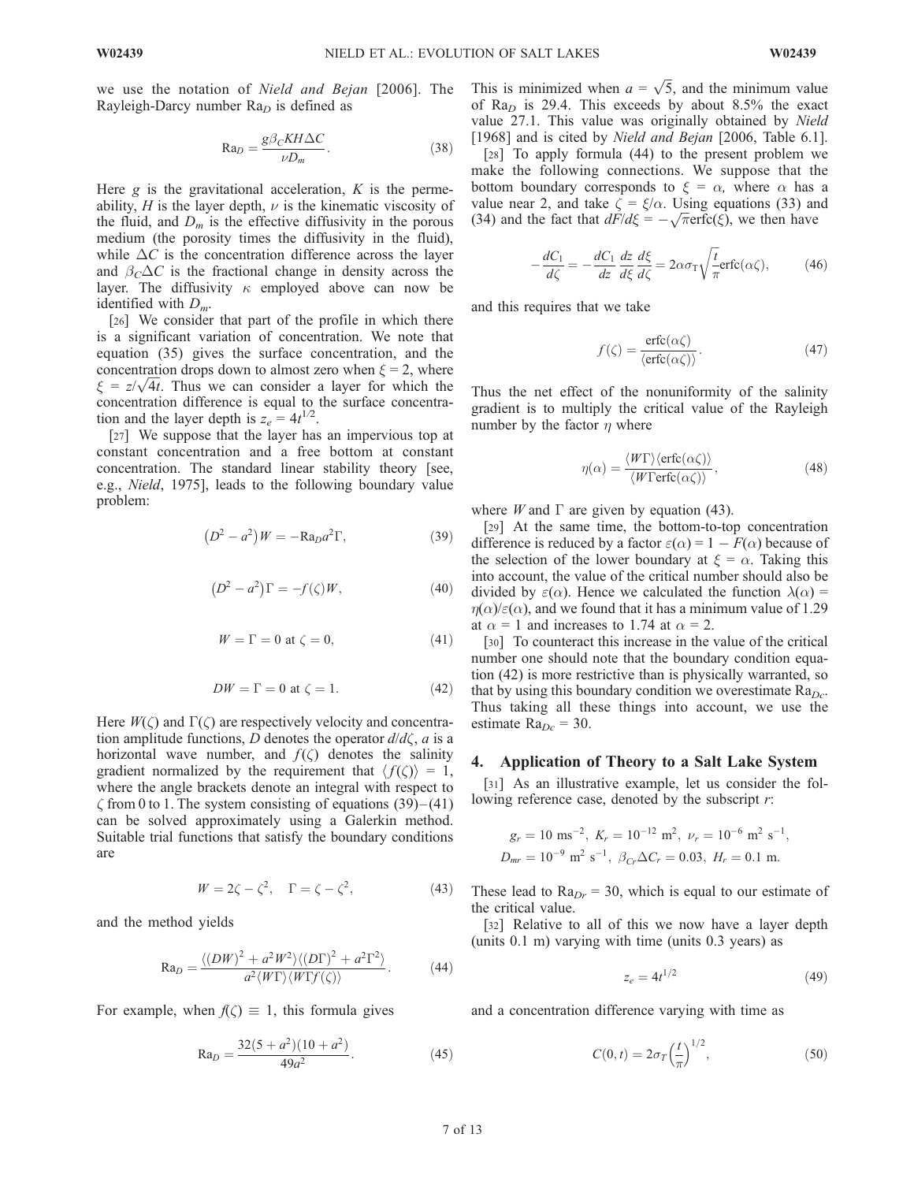we use the notation of *Nield and Bejan* [2006]. The Rayleigh-Darcy number $\mathrm{Ra}_D$ is defined as

$$\mathrm{Ra}_D = \frac{g\beta_C K H \Delta C}{\nu D_m}. \tag{38}$$

Here $g$ is the gravitational acceleration, $K$ is the permeability, $H$ is the layer depth, $\nu$ is the kinematic viscosity of the fluid, and $D_m$ is the effective diffusivity in the porous medium (the porosity times the diffusivity in the fluid), while $\Delta C$ is the concentration difference across the layer and $\beta_C \Delta C$ is the fractional change in density across the layer. The diffusivity $\kappa$ employed above can now be identified with $D_m$.

[26] We consider that part of the profile in which there is a significant variation of concentration. We note that equation (35) gives the surface concentration, and the concentration drops down to almost zero when $\xi = 2$, where $\xi = z/\sqrt{4t}$. Thus we can consider a layer for which the concentration difference is equal to the surface concentration and the layer depth is $z_e = 4t^{1/2}$.

[27] We suppose that the layer has an impervious top at constant concentration and a free bottom at constant concentration. The standard linear stability theory [see, e.g., *Nield*, 1975], leads to the following boundary value problem:

$$\left(D^2 - a^2\right)W = -\mathrm{Ra}_D a^2 \Gamma, \tag{39}$$

$$\left(D^2 - a^2\right)\Gamma = -f(\zeta)W, \tag{40}$$

$$W = \Gamma = 0 \text{ at } \zeta = 0, \tag{41}$$

$$DW = \Gamma = 0 \text{ at } \zeta = 1. \tag{42}$$

Here $W(\zeta)$ and $\Gamma(\zeta)$ are respectively velocity and concentration amplitude functions, $D$ denotes the operator $d/d\zeta$, $a$ is a horizontal wave number, and $f(\zeta)$ denotes the salinity gradient normalized by the requirement that $\langle f(\zeta)\rangle = 1$, where the angle brackets denote an integral with respect to $\zeta$ from 0 to 1. The system consisting of equations (39)–(41) can be solved approximately using a Galerkin method. Suitable trial functions that satisfy the boundary conditions are

$$W = 2\zeta - \zeta^2, \quad \Gamma = \zeta - \zeta^2, \tag{43}$$

and the method yields

$$\mathrm{Ra}_D = \frac{\langle (DW)^2 + a^2W^2\rangle\langle (D\Gamma)^2 + a^2\Gamma^2\rangle}{a^2\langle W\Gamma\rangle\langle W\Gamma f(\zeta)\rangle}. \tag{44}$$

For example, when $f(\zeta) \equiv 1$, this formula gives

$$\mathrm{Ra}_D = \frac{32(5 + a^2)(10 + a^2)}{49a^2}. \tag{45}$$

This is minimized when $a = \sqrt{5}$, and the minimum value of $\mathrm{Ra}_D$ is 29.4. This exceeds by about 8.5% the exact value 27.1. This value was originally obtained by *Nield* [1968] and is cited by *Nield and Bejan* [2006, Table 6.1].

[28] To apply formula (44) to the present problem we make the following connections. We suppose that the bottom boundary corresponds to $\xi = \alpha$, where $\alpha$ has a value near 2, and take $\zeta = \xi/\alpha$. Using equations (33) and (34) and the fact that $dF/d\xi = -\sqrt{\pi}\mathrm{erfc}(\xi)$, we then have

$$-\frac{dC_1}{d\zeta} = -\frac{dC_1}{dz}\frac{dz}{d\xi}\frac{d\xi}{d\zeta} = 2\alpha\sigma_T\sqrt{\frac{t}{\pi}}\mathrm{erfc}(\alpha\zeta), \tag{46}$$

and this requires that we take

$$f(\zeta) = \frac{\mathrm{erfc}(\alpha\zeta)}{\langle \mathrm{erfc}(\alpha\zeta)\rangle}. \tag{47}$$

Thus the net effect of the nonuniformity of the salinity gradient is to multiply the critical value of the Rayleigh number by the factor $\eta$ where

$$\eta(\alpha) = \frac{\langle W\Gamma\rangle\langle \mathrm{erfc}(\alpha\zeta)\rangle}{\langle W\Gamma\mathrm{erfc}(\alpha\zeta)\rangle}, \tag{48}$$

where $W$ and $\Gamma$ are given by equation (43).

[29] At the same time, the bottom-to-top concentration difference is reduced by a factor $\varepsilon(\alpha) = 1 - F(\alpha)$ because of the selection of the lower boundary at $\xi = \alpha$. Taking this into account, the value of the critical number should also be divided by $\varepsilon(\alpha)$. Hence we calculated the function $\lambda(\alpha) = \eta(\alpha)/\varepsilon(\alpha)$, and we found that it has a minimum value of 1.29 at $\alpha = 1$ and increases to 1.74 at $\alpha = 2$.

[30] To counteract this increase in the value of the critical number one should note that the boundary condition equation (42) is more restrictive than is physically warranted, so that by using this boundary condition we overestimate $\mathrm{Ra}_{Dc}$. Thus taking all these things into account, we use the estimate $\mathrm{Ra}_{Dc} = 30$.

## 4. Application of Theory to a Salt Lake System

[31] As an illustrative example, let us consider the following reference case, denoted by the subscript $r$:

$$g_r = 10 \text{ ms}^{-2},\ K_r = 10^{-12} \text{ m}^2,\ \nu_r = 10^{-6} \text{ m}^2 \text{ s}^{-1},$$
$$D_{mr} = 10^{-9} \text{ m}^2 \text{ s}^{-1},\ \beta_{Cr}\Delta C_r = 0.03,\ H_r = 0.1 \text{ m}.$$

These lead to $\mathrm{Ra}_{Dr} = 30$, which is equal to our estimate of the critical value.

[32] Relative to all of this we now have a layer depth (units 0.1 m) varying with time (units 0.3 years) as

$$z_e = 4t^{1/2} \tag{49}$$

and a concentration difference varying with time as

$$C(0, t) = 2\sigma_T\left(\frac{t}{\pi}\right)^{1/2}, \tag{50}$$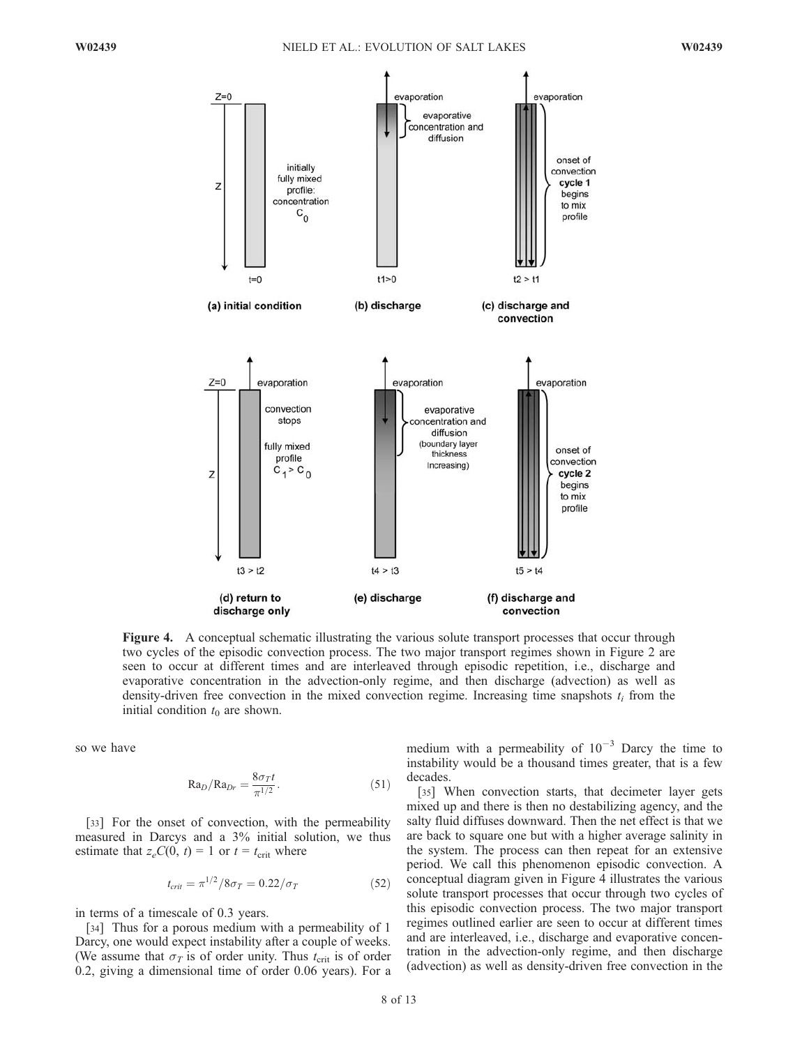**Figure 4.** A conceptual schematic illustrating the various solute transport processes that occur through two cycles of the episodic convection process. The two major transport regimes shown in Figure 2 are seen to occur at different times and are interleaved through episodic repetition, i.e., discharge and evaporative concentration in the advection-only regime, and then discharge (advection) as well as density-driven free convection in the mixed convection regime. Increasing time snapshots $t_i$ from the initial condition $t_0$ are shown.

so we have

$$\mathrm{Ra}_D/\mathrm{Ra}_{Dr} = \frac{8\sigma_T t}{\pi^{1/2}}. \tag{51}$$

[33] For the onset of convection, with the permeability measured in Darcys and a 3% initial solution, we thus estimate that $z_e C(0, t) = 1$ or $t = t_{\mathrm{crit}}$ where

$$t_{crit} = \pi^{1/2}/8\sigma_T = 0.22/\sigma_T \tag{52}$$

in terms of a timescale of 0.3 years.

[34] Thus for a porous medium with a permeability of 1 Darcy, one would expect instability after a couple of weeks. (We assume that $\sigma_T$ is of order unity. Thus $t_{\mathrm{crit}}$ is of order 0.2, giving a dimensional time of order 0.06 years). For a medium with a permeability of $10^{-3}$ Darcy the time to instability would be a thousand times greater, that is a few decades.

[35] When convection starts, that decimeter layer gets mixed up and there is then no destabilizing agency, and the salty fluid diffuses downward. Then the net effect is that we are back to square one but with a higher average salinity in the system. The process can then repeat for an extensive period. We call this phenomenon episodic convection. A conceptual diagram given in Figure 4 illustrates the various solute transport processes that occur through two cycles of this episodic convection process. The two major transport regimes outlined earlier are seen to occur at different times and are interleaved, i.e., discharge and evaporative concentration in the advection-only regime, and then discharge (advection) as well as density-driven free convection in the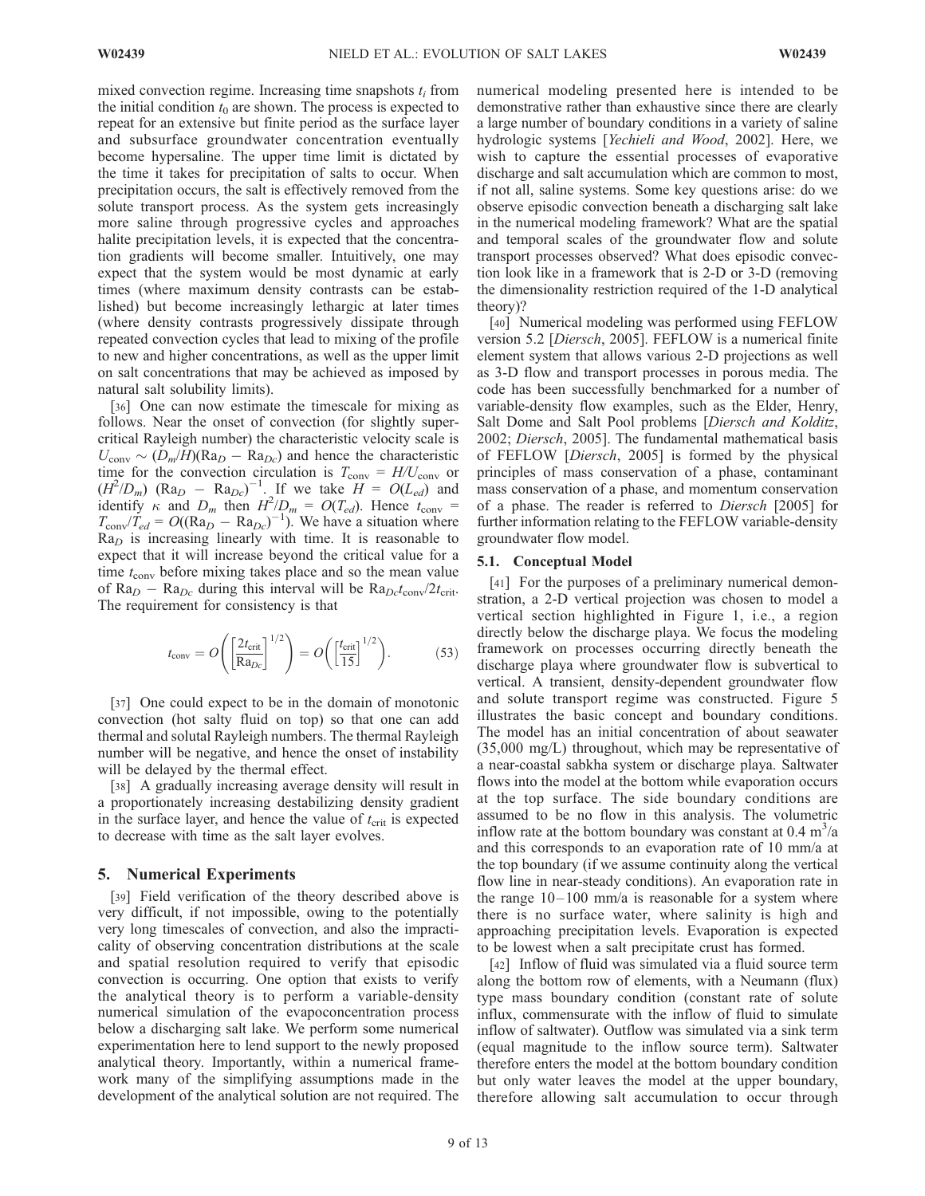mixed convection regime. Increasing time snapshots $t_i$ from the initial condition $t_0$ are shown. The process is expected to repeat for an extensive but finite period as the surface layer and subsurface groundwater concentration eventually become hypersaline. The upper time limit is dictated by the time it takes for precipitation of salts to occur. When precipitation occurs, the salt is effectively removed from the solute transport process. As the system gets increasingly more saline through progressive cycles and approaches halite precipitation levels, it is expected that the concentration gradients will become smaller. Intuitively, one may expect that the system would be most dynamic at early times (where maximum density contrasts can be established) but become increasingly lethargic at later times (where density contrasts progressively dissipate through repeated convection cycles that lead to mixing of the profile to new and higher concentrations, as well as the upper limit on salt concentrations that may be achieved as imposed by natural salt solubility limits).

[36] One can now estimate the timescale for mixing as follows. Near the onset of convection (for slightly supercritical Rayleigh number) the characteristic velocity scale is $U_{conv} \sim (D_m/H)(\text{Ra}_D - \text{Ra}_{Dc})$ and hence the characteristic time for the convection circulation is $T_{conv} = H/U_{conv}$ or $(H^2/D_m)\ (\text{Ra}_D - \text{Ra}_{Dc})^{-1}$. If we take $H = O(L_{ed})$ and identify $\kappa$ and $D_m$ then $H^2/D_m = O(T_{ed})$. Hence $t_{conv} = T_{conv}/T_{ed} = O((\text{Ra}_D - \text{Ra}_{Dc})^{-1})$. We have a situation where $\text{Ra}_D$ is increasing linearly with time. It is reasonable to expect that it will increase beyond the critical value for a time $t_{conv}$ before mixing takes place and so the mean value of $\text{Ra}_D - \text{Ra}_{Dc}$ during this interval will be $\text{Ra}_{Dc} t_{conv}/2t_{crit}$. The requirement for consistency is that

$$t_{conv} = O\left(\left[\frac{2t_{crit}}{\text{Ra}_{Dc}}\right]^{1/2}\right) = O\left(\left[\frac{t_{crit}}{15}\right]^{1/2}\right). \tag{53}$$

[37] One could expect to be in the domain of monotonic convection (hot salty fluid on top) so that one can add thermal and solutal Rayleigh numbers. The thermal Rayleigh number will be negative, and hence the onset of instability will be delayed by the thermal effect.

[38] A gradually increasing average density will result in a proportionately increasing destabilizing density gradient in the surface layer, and hence the value of $t_{crit}$ is expected to decrease with time as the salt layer evolves.

## 5. Numerical Experiments

[39] Field verification of the theory described above is very difficult, if not impossible, owing to the potentially very long timescales of convection, and also the impracticality of observing concentration distributions at the scale and spatial resolution required to verify that episodic convection is occurring. One option that exists to verify the analytical theory is to perform a variable-density numerical simulation of the evapoconcentration process below a discharging salt lake. We perform some numerical experimentation here to lend support to the newly proposed analytical theory. Importantly, within a numerical framework many of the simplifying assumptions made in the development of the analytical solution are not required. The numerical modeling presented here is intended to be demonstrative rather than exhaustive since there are clearly a large number of boundary conditions in a variety of saline hydrologic systems [*Yechieli and Wood*, 2002]. Here, we wish to capture the essential processes of evaporative discharge and salt accumulation which are common to most, if not all, saline systems. Some key questions arise: do we observe episodic convection beneath a discharging salt lake in the numerical modeling framework? What are the spatial and temporal scales of the groundwater flow and solute transport processes observed? What does episodic convection look like in a framework that is 2-D or 3-D (removing the dimensionality restriction required of the 1-D analytical theory)?

[40] Numerical modeling was performed using FEFLOW version 5.2 [*Diersch*, 2005]. FEFLOW is a numerical finite element system that allows various 2-D projections as well as 3-D flow and transport processes in porous media. The code has been successfully benchmarked for a number of variable-density flow examples, such as the Elder, Henry, Salt Dome and Salt Pool problems [*Diersch and Kolditz*, 2002; *Diersch*, 2005]. The fundamental mathematical basis of FEFLOW [*Diersch*, 2005] is formed by the physical principles of mass conservation of a phase, contaminant mass conservation of a phase, and momentum conservation of a phase. The reader is referred to *Diersch* [2005] for further information relating to the FEFLOW variable-density groundwater flow model.

### 5.1. Conceptual Model

[41] For the purposes of a preliminary numerical demonstration, a 2-D vertical projection was chosen to model a vertical section highlighted in Figure 1, i.e., a region directly below the discharge playa. We focus the modeling framework on processes occurring directly beneath the discharge playa where groundwater flow is subvertical to vertical. A transient, density-dependent groundwater flow and solute transport regime was constructed. Figure 5 illustrates the basic concept and boundary conditions. The model has an initial concentration of about seawater (35,000 mg/L) throughout, which may be representative of a near-coastal sabkha system or discharge playa. Saltwater flows into the model at the bottom while evaporation occurs at the top surface. The side boundary conditions are assumed to be no flow in this analysis. The volumetric inflow rate at the bottom boundary was constant at 0.4 $m^3$/a and this corresponds to an evaporation rate of 10 mm/a at the top boundary (if we assume continuity along the vertical flow line in near-steady conditions). An evaporation rate in the range 10–100 mm/a is reasonable for a system where there is no surface water, where salinity is high and approaching precipitation levels. Evaporation is expected to be lowest when a salt precipitate crust has formed.

[42] Inflow of fluid was simulated via a fluid source term along the bottom row of elements, with a Neumann (flux) type mass boundary condition (constant rate of solute influx, commensurate with the inflow of fluid to simulate inflow of saltwater). Outflow was simulated via a sink term (equal magnitude to the inflow source term). Saltwater therefore enters the model at the bottom boundary condition but only water leaves the model at the upper boundary, therefore allowing salt accumulation to occur through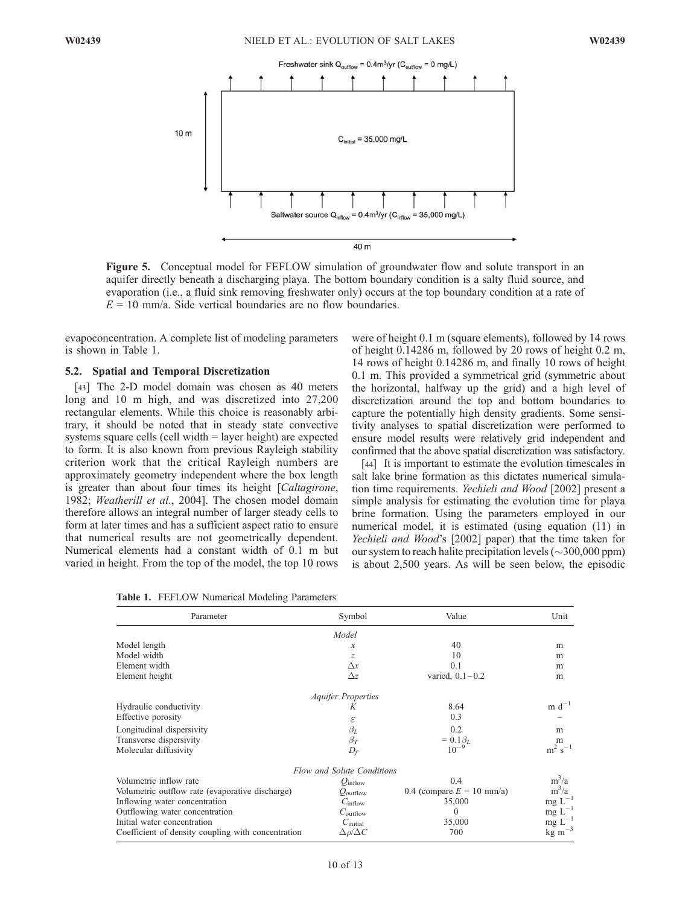Freshwater sink $Q_{outflow} = 0.4 m^3/yr$ ($C_{outflow}$ = 0 mg/L)

10 m

$C_{initial}$ = 35,000 mg/L

Saltwater source $Q_{inflow} = 0.4 m^3/yr$ ($C_{inflow}$ = 35,000 mg/L)

40 m

**Figure 5.** Conceptual model for FEFLOW simulation of groundwater flow and solute transport in an aquifer directly beneath a discharging playa. The bottom boundary condition is a salty fluid source, and evaporation (i.e., a fluid sink removing freshwater only) occurs at the top boundary condition at a rate of $E$ = 10 mm/a. Side vertical boundaries are no flow boundaries.

evapoconcentration. A complete list of modeling parameters is shown in Table 1.

### 5.2. Spatial and Temporal Discretization

[43] The 2-D model domain was chosen as 40 meters long and 10 m high, and was discretized into 27,200 rectangular elements. While this choice is reasonably arbitrary, it should be noted that in steady state convective systems square cells (cell width = layer height) are expected to form. It is also known from previous Rayleigh stability criterion work that the critical Rayleigh numbers are approximately geometry independent where the box length is greater than about four times its height [*Caltagirone*, 1982; *Weatherill et al.*, 2004]. The chosen model domain therefore allows an integral number of larger steady cells to form at later times and has a sufficient aspect ratio to ensure that numerical results are not geometrically dependent. Numerical elements had a constant width of 0.1 m but varied in height. From the top of the model, the top 10 rows were of height 0.1 m (square elements), followed by 14 rows of height 0.14286 m, followed by 20 rows of height 0.2 m, 14 rows of height 0.14286 m, and finally 10 rows of height 0.1 m. This provided a symmetrical grid (symmetric about the horizontal, halfway up the grid) and a high level of discretization around the top and bottom boundaries to capture the potentially high density gradients. Some sensitivity analyses to spatial discretization were performed to ensure model results were relatively grid independent and confirmed that the above spatial discretization was satisfactory.

[44] It is important to estimate the evolution timescales in salt lake brine formation as this dictates numerical simulation time requirements. *Yechieli and Wood* [2002] present a simple analysis for estimating the evolution time for playa brine formation. Using the parameters employed in our numerical model, it is estimated (using equation (11) in *Yechieli and Wood*'s [2002] paper) that the time taken for our system to reach halite precipitation levels (~300,000 ppm) is about 2,500 years. As will be seen below, the episodic

**Table 1.** FEFLOW Numerical Modeling Parameters

| Parameter | Symbol | Value | Unit |
|---|---|---|---|
| *Model* | | | |
| Model length | $x$ | 40 | m |
| Model width | $z$ | 10 | m |
| Element width | $\Delta x$ | 0.1 | m |
| Element height | $\Delta z$ | varied, 0.1–0.2 | m |
| *Aquifer Properties* | | | |
| Hydraulic conductivity | $K$ | 8.64 | m $d^{-1}$ |
| Effective porosity | $\varepsilon$ | 0.3 | – |
| Longitudinal dispersivity | $\beta_L$ | 0.2 | m |
| Transverse dispersivity | $\beta_T$ | $= 0.1\beta_L$ | m |
| Molecular diffusivity | $D_f$ | $10^{-9}$ | $m^2 s^{-1}$ |
| *Flow and Solute Conditions* | | | |
| Volumetric inflow rate | $Q_{inflow}$ | 0.4 | $m^3/a$ |
| Volumetric outflow rate (evaporative discharge) | $Q_{outflow}$ | 0.4 (compare $E$ = 10 mm/a) | $m^3/a$ |
| Inflowing water concentration | $C_{inflow}$ | 35,000 | mg $L^{-1}$ |
| Outflowing water concentration | $C_{outflow}$ | 0 | mg $L^{-1}$ |
| Initial water concentration | $C_{initial}$ | 35,000 | mg $L^{-1}$ |
| Coefficient of density coupling with concentration | $\Delta\rho/\Delta C$ | 700 | kg $m^{-3}$ |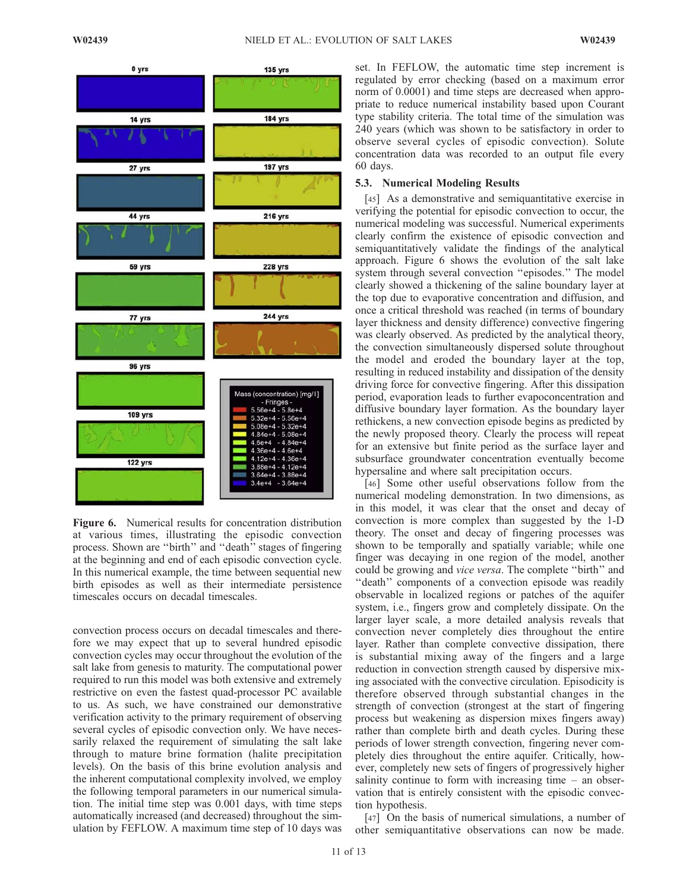0 yrs

14 yrs

27 yrs

44 yrs

59 yrs

77 yrs

96 yrs

109 yrs

122 yrs

135 yrs

184 yrs

197 yrs

216 yrs

228 yrs

244 yrs

Mass (concentration) [mg/l]
- Fringes -
5.56e+4 - 5.8e+4
5.32e+4 - 5.56e+4
5.08e+4 - 5.32e+4
4.84e+4 - 5.08e+4
4.6e+4 - 4.84e+4
4.36e+4 - 4.6e+4
4.12e+4 - 4.36e+4
3.88e+4 - 4.12e+4
3.64e+4 - 3.88e+4
3.4e+4 - 3.64e+4

**Figure 6.** Numerical results for concentration distribution at various times, illustrating the episodic convection process. Shown are ''birth'' and ''death'' stages of fingering at the beginning and end of each episodic convection cycle. In this numerical example, the time between sequential new birth episodes as well as their intermediate persistence timescales occurs on decadal timescales.

convection process occurs on decadal timescales and therefore we may expect that up to several hundred episodic convection cycles may occur throughout the evolution of the salt lake from genesis to maturity. The computational power required to run this model was both extensive and extremely restrictive on even the fastest quad-processor PC available to us. As such, we have constrained our demonstrative verification activity to the primary requirement of observing several cycles of episodic convection only. We have necessarily relaxed the requirement of simulating the salt lake through to mature brine formation (halite precipitation levels). On the basis of this brine evolution analysis and the inherent computational complexity involved, we employ the following temporal parameters in our numerical simulation. The initial time step was 0.001 days, with time steps automatically increased (and decreased) throughout the simulation by FEFLOW. A maximum time step of 10 days was set. In FEFLOW, the automatic time step increment is regulated by error checking (based on a maximum error norm of 0.0001) and time steps are decreased when appropriate to reduce numerical instability based upon Courant type stability criteria. The total time of the simulation was 240 years (which was shown to be satisfactory in order to observe several cycles of episodic convection). Solute concentration data was recorded to an output file every 60 days.

### 5.3. Numerical Modeling Results

[45] As a demonstrative and semiquantitative exercise in verifying the potential for episodic convection to occur, the numerical modeling was successful. Numerical experiments clearly confirm the existence of episodic convection and semiquantitatively validate the findings of the analytical approach. Figure 6 shows the evolution of the salt lake system through several convection ''episodes.'' The model clearly showed a thickening of the saline boundary layer at the top due to evaporative concentration and diffusion, and once a critical threshold was reached (in terms of boundary layer thickness and density difference) convective fingering was clearly observed. As predicted by the analytical theory, the convection simultaneously dispersed solute throughout the model and eroded the boundary layer at the top, resulting in reduced instability and dissipation of the density driving force for convective fingering. After this dissipation period, evaporation leads to further evapoconcentration and diffusive boundary layer formation. As the boundary layer rethickens, a new convection episode begins as predicted by the newly proposed theory. Clearly the process will repeat for an extensive but finite period as the surface layer and subsurface groundwater concentration eventually become hypersaline and where salt precipitation occurs.

[46] Some other useful observations follow from the numerical modeling demonstration. In two dimensions, as in this model, it was clear that the onset and decay of convection is more complex than suggested by the 1-D theory. The onset and decay of fingering processes was shown to be temporally and spatially variable; while one finger was decaying in one region of the model, another could be growing and *vice versa*. The complete ''birth'' and ''death'' components of a convection episode was readily observable in localized regions or patches of the aquifer system, i.e., fingers grow and completely dissipate. On the larger layer scale, a more detailed analysis reveals that convection never completely dies throughout the entire layer. Rather than complete convective dissipation, there is substantial mixing away of the fingers and a large reduction in convection strength caused by dispersive mixing associated with the convective circulation. Episodicity is therefore observed through substantial changes in the strength of convection (strongest at the start of fingering process but weakening as dispersion mixes fingers away) rather than complete birth and death cycles. During these periods of lower strength convection, fingering never completely dies throughout the entire aquifer. Critically, however, completely new sets of fingers of progressively higher salinity continue to form with increasing time – an observation that is entirely consistent with the episodic convection hypothesis.

[47] On the basis of numerical simulations, a number of other semiquantitative observations can now be made.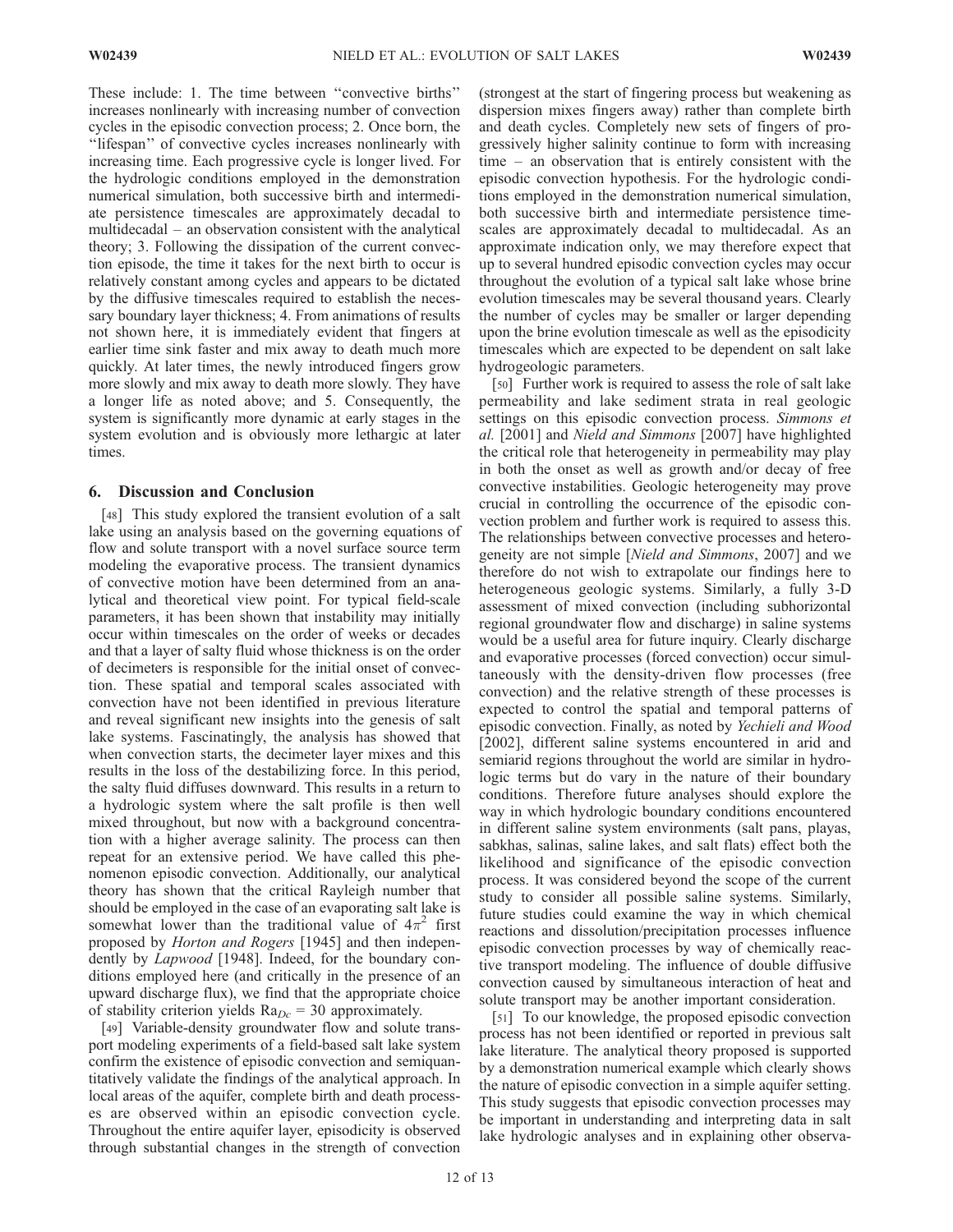These include: 1. The time between "convective births" increases nonlinearly with increasing number of convection cycles in the episodic convection process; 2. Once born, the "lifespan" of convective cycles increases nonlinearly with increasing time. Each progressive cycle is longer lived. For the hydrologic conditions employed in the demonstration numerical simulation, both successive birth and intermediate persistence timescales are approximately decadal to multidecadal – an observation consistent with the analytical theory; 3. Following the dissipation of the current convection episode, the time it takes for the next birth to occur is relatively constant among cycles and appears to be dictated by the diffusive timescales required to establish the necessary boundary layer thickness; 4. From animations of results not shown here, it is immediately evident that fingers at earlier time sink faster and mix away to death much more quickly. At later times, the newly introduced fingers grow more slowly and mix away to death more slowly. They have a longer life as noted above; and 5. Consequently, the system is significantly more dynamic at early stages in the system evolution and is obviously more lethargic at later times.

## 6. Discussion and Conclusion

[48] This study explored the transient evolution of a salt lake using an analysis based on the governing equations of flow and solute transport with a novel surface source term modeling the evaporative process. The transient dynamics of convective motion have been determined from an analytical and theoretical view point. For typical field-scale parameters, it has been shown that instability may initially occur within timescales on the order of weeks or decades and that a layer of salty fluid whose thickness is on the order of decimeters is responsible for the initial onset of convection. These spatial and temporal scales associated with convection have not been identified in previous literature and reveal significant new insights into the genesis of salt lake systems. Fascinatingly, the analysis has showed that when convection starts, the decimeter layer mixes and this results in the loss of the destabilizing force. In this period, the salty fluid diffuses downward. This results in a return to a hydrologic system where the salt profile is then well mixed throughout, but now with a background concentration with a higher average salinity. The process can then repeat for an extensive period. We have called this phenomenon episodic convection. Additionally, our analytical theory has shown that the critical Rayleigh number that should be employed in the case of an evaporating salt lake is somewhat lower than the traditional value of $4\pi^2$ first proposed by *Horton and Rogers* [1945] and then independently by *Lapwood* [1948]. Indeed, for the boundary conditions employed here (and critically in the presence of an upward discharge flux), we find that the appropriate choice of stability criterion yields $Ra_{Dc} = 30$ approximately.

[49] Variable-density groundwater flow and solute transport modeling experiments of a field-based salt lake system confirm the existence of episodic convection and semiquantitatively validate the findings of the analytical approach. In local areas of the aquifer, complete birth and death processes are observed within an episodic convection cycle. Throughout the entire aquifer layer, episodicity is observed through substantial changes in the strength of convection (strongest at the start of fingering process but weakening as dispersion mixes fingers away) rather than complete birth and death cycles. Completely new sets of fingers of progressively higher salinity continue to form with increasing time – an observation that is entirely consistent with the episodic convection hypothesis. For the hydrologic conditions employed in the demonstration numerical simulation, both successive birth and intermediate persistence timescales are approximately decadal to multidecadal. As an approximate indication only, we may therefore expect that up to several hundred episodic convection cycles may occur throughout the evolution of a typical salt lake whose brine evolution timescales may be several thousand years. Clearly the number of cycles may be smaller or larger depending upon the brine evolution timescale as well as the episodicity timescales which are expected to be dependent on salt lake hydrogeologic parameters.

[50] Further work is required to assess the role of salt lake permeability and lake sediment strata in real geologic settings on this episodic convection process. *Simmons et al.* [2001] and *Nield and Simmons* [2007] have highlighted the critical role that heterogeneity in permeability may play in both the onset as well as growth and/or decay of free convective instabilities. Geologic heterogeneity may prove crucial in controlling the occurrence of the episodic convection problem and further work is required to assess this. The relationships between convective processes and heterogeneity are not simple [*Nield and Simmons*, 2007] and we therefore do not wish to extrapolate our findings here to heterogeneous geologic systems. Similarly, a fully 3-D assessment of mixed convection (including subhorizontal regional groundwater flow and discharge) in saline systems would be a useful area for future inquiry. Clearly discharge and evaporative processes (forced convection) occur simultaneously with the density-driven flow processes (free convection) and the relative strength of these processes is expected to control the spatial and temporal patterns of episodic convection. Finally, as noted by *Yechieli and Wood* [2002], different saline systems encountered in arid and semiarid regions throughout the world are similar in hydrologic terms but do vary in the nature of their boundary conditions. Therefore future analyses should explore the way in which hydrologic boundary conditions encountered in different saline system environments (salt pans, playas, sabkhas, salinas, saline lakes, and salt flats) effect both the likelihood and significance of the episodic convection process. It was considered beyond the scope of the current study to consider all possible saline systems. Similarly, future studies could examine the way in which chemical reactions and dissolution/precipitation processes influence episodic convection processes by way of chemically reactive transport modeling. The influence of double diffusive convection caused by simultaneous interaction of heat and solute transport may be another important consideration.

[51] To our knowledge, the proposed episodic convection process has not been identified or reported in previous salt lake literature. The analytical theory proposed is supported by a demonstration numerical example which clearly shows the nature of episodic convection in a simple aquifer setting. This study suggests that episodic convection processes may be important in understanding and interpreting data in salt lake hydrologic analyses and in explaining other observa-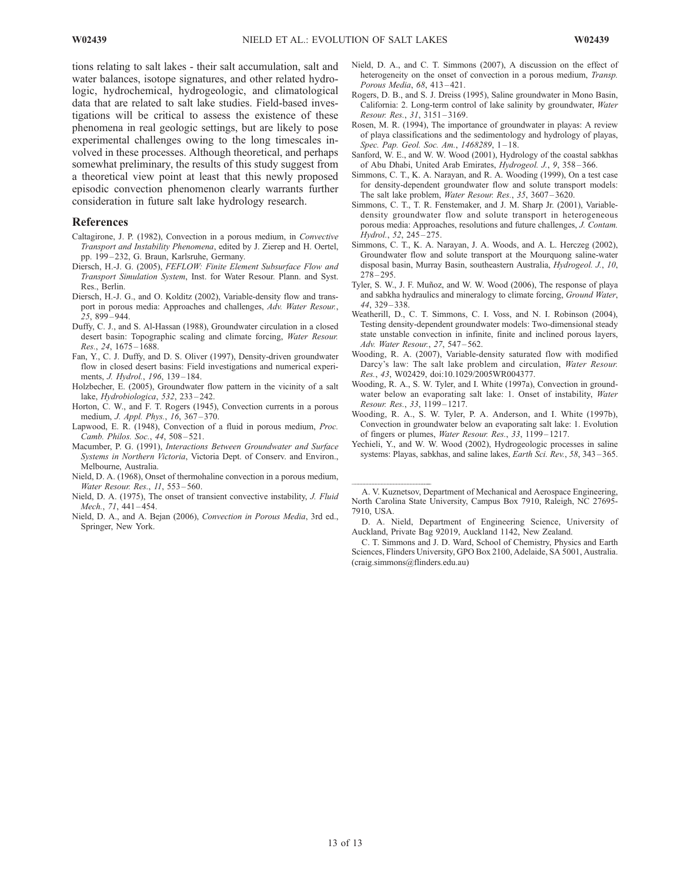tions relating to salt lakes - their salt accumulation, salt and water balances, isotope signatures, and other related hydrologic, hydrochemical, hydrogeologic, and climatological data that are related to salt lake studies. Field-based investigations will be critical to assess the existence of these phenomena in real geologic settings, but are likely to pose experimental challenges owing to the long timescales involved in these processes. Although theoretical, and perhaps somewhat preliminary, the results of this study suggest from a theoretical view point at least that this newly proposed episodic convection phenomenon clearly warrants further consideration in future salt lake hydrology research.

## References

Caltagirone, J. P. (1982), Convection in a porous medium, in *Convective Transport and Instability Phenomena*, edited by J. Zierep and H. Oertel, pp. 199–232, G. Braun, Karlsruhe, Germany.

Diersch, H.-J. G. (2005), *FEFLOW: Finite Element Subsurface Flow and Transport Simulation System*, Inst. for Water Resour. Plann. and Syst. Res., Berlin.

Diersch, H.-J. G., and O. Kolditz (2002), Variable-density flow and transport in porous media: Approaches and challenges, *Adv. Water Resour.*, *25*, 899–944.

Duffy, C. J., and S. Al-Hassan (1988), Groundwater circulation in a closed desert basin: Topographic scaling and climate forcing, *Water Resour. Res.*, *24*, 1675–1688.

Fan, Y., C. J. Duffy, and D. S. Oliver (1997), Density-driven groundwater flow in closed desert basins: Field investigations and numerical experiments, *J. Hydrol.*, *196*, 139–184.

Holzbecher, E. (2005), Groundwater flow pattern in the vicinity of a salt lake, *Hydrobiologica*, *532*, 233–242.

Horton, C. W., and F. T. Rogers (1945), Convection currents in a porous medium, *J. Appl. Phys.*, *16*, 367–370.

Lapwood, E. R. (1948), Convection of a fluid in porous medium, *Proc. Camb. Philos. Soc.*, *44*, 508–521.

Macumber, P. G. (1991), *Interactions Between Groundwater and Surface Systems in Northern Victoria*, Victoria Dept. of Conserv. and Environ., Melbourne, Australia.

Nield, D. A. (1968), Onset of thermohaline convection in a porous medium, *Water Resour. Res.*, *11*, 553–560.

Nield, D. A. (1975), The onset of transient convective instability, *J. Fluid Mech.*, *71*, 441–454.

Nield, D. A., and A. Bejan (2006), *Convection in Porous Media*, 3rd ed., Springer, New York.

Nield, D. A., and C. T. Simmons (2007), A discussion on the effect of heterogeneity on the onset of convection in a porous medium, *Transp. Porous Media*, *68*, 413–421.

Rogers, D. B., and S. J. Dreiss (1995), Saline groundwater in Mono Basin, California: 2. Long-term control of lake salinity by groundwater, *Water Resour. Res.*, *31*, 3151–3169.

Rosen, M. R. (1994), The importance of groundwater in playas: A review of playa classifications and the sedimentology and hydrology of playas, *Spec. Pap. Geol. Soc. Am.*, *1468289*, 1–18.

Sanford, W. E., and W. W. Wood (2001), Hydrology of the coastal sabkhas of Abu Dhabi, United Arab Emirates, *Hydrogeol. J.*, *9*, 358–366.

Simmons, C. T., K. A. Narayan, and R. A. Wooding (1999), On a test case for density-dependent groundwater flow and solute transport models: The salt lake problem, *Water Resour. Res.*, *35*, 3607–3620.

Simmons, C. T., T. R. Fenstemaker, and J. M. Sharp Jr. (2001), Variable-density groundwater flow and solute transport in heterogeneous porous media: Approaches, resolutions and future challenges, *J. Contam. Hydrol.*, *52*, 245–275.

Simmons, C. T., K. A. Narayan, J. A. Woods, and A. L. Herczeg (2002), Groundwater flow and solute transport at the Mourquong saline-water disposal basin, Murray Basin, southeastern Australia, *Hydrogeol. J.*, *10*, 278–295.

Tyler, S. W., J. F. Muñoz, and W. W. Wood (2006), The response of playa and sabkha hydraulics and mineralogy to climate forcing, *Ground Water*, *44*, 329–338.

Weatherill, D., C. T. Simmons, C. I. Voss, and N. I. Robinson (2004), Testing density-dependent groundwater models: Two-dimensional steady state unstable convection in infinite, finite and inclined porous layers, *Adv. Water Resour.*, *27*, 547–562.

Wooding, R. A. (2007), Variable-density saturated flow with modified Darcy's law: The salt lake problem and circulation, *Water Resour. Res.*, *43*, W02429, doi:10.1029/2005WR004377.

Wooding, R. A., S. W. Tyler, and I. White (1997a), Convection in groundwater below an evaporating salt lake: 1. Onset of instability, *Water Resour. Res.*, *33*, 1199–1217.

Wooding, R. A., S. W. Tyler, P. A. Anderson, and I. White (1997b), Convection in groundwater below an evaporating salt lake: 1. Evolution of fingers or plumes, *Water Resour. Res.*, *33*, 1199–1217.

Yechieli, Y., and W. W. Wood (2002), Hydrogeologic processes in saline systems: Playas, sabkhas, and saline lakes, *Earth Sci. Rev.*, *58*, 343–365.

---

A. V. Kuznetsov, Department of Mechanical and Aerospace Engineering, North Carolina State University, Campus Box 7910, Raleigh, NC 27695-7910, USA.

D. A. Nield, Department of Engineering Science, University of Auckland, Private Bag 92019, Auckland 1142, New Zealand.

C. T. Simmons and J. D. Ward, School of Chemistry, Physics and Earth Sciences, Flinders University, GPO Box 2100, Adelaide, SA 5001, Australia. (craig.simmons@flinders.edu.au)